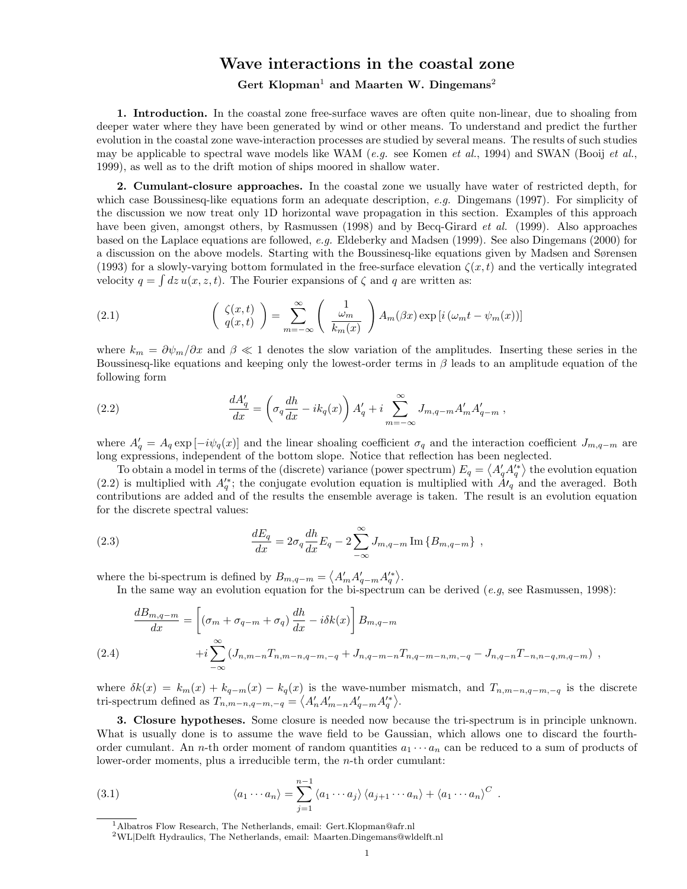# Wave interactions in the coastal zone

**Gert Klopman[1] and Maarten W. Dingemans[2]**

**1. Introduction.** In the coastal zone free-surface waves are often quite non-linear, due to shoaling from deeper water where they have been generated by wind or other means. To understand and predict the further evolution in the coastal zone wave-interaction processes are studied by several means. The results of such studies may be applicable to spectral wave models like WAM (*e.g.* see Komen *et al.*, 1994) and SWAN (Booij *et al.*, 1999), as well as to the drift motion of ships moored in shallow water.

**2. Cumulant-closure approaches.** In the coastal zone we usually have water of restricted depth, for which case Boussinesq-like equations form an adequate description, *e.g.* Dingemans (1997). For simplicity of the discussion we now treat only 1D horizontal wave propagation in this section. Examples of this approach have been given, amongst others, by Rasmussen (1998) and by Becq-Girard *et al.* (1999). Also approaches based on the Laplace equations are followed, *e.g.* Eldeberky and Madsen (1999). See also Dingemans (2000) for a discussion on the above models. Starting with the Boussinesq-like equations given by Madsen and Sørensen (1993) for a slowly-varying bottom formulated in the free-surface elevation $\zeta(x,t)$ and the vertically integrated velocity $q = \int dz\, u(x,z,t)$. The Fourier expansions of $\zeta$ and $q$ are written as:

$$\begin{pmatrix} \zeta(x,t) \\ q(x,t) \end{pmatrix} = \sum_{m=-\infty}^{\infty} \begin{pmatrix} 1 \\ \dfrac{\omega_m}{k_m(x)} \end{pmatrix} A_m(\beta x) \exp\left[i\left(\omega_m t - \psi_m(x)\right)\right] \tag{2.1}$$

where $k_m = \partial\psi_m/\partial x$ and $\beta \ll 1$ denotes the slow variation of the amplitudes. Inserting these series in the Boussinesq-like equations and keeping only the lowest-order terms in $\beta$ leads to an amplitude equation of the following form

$$\frac{dA'_q}{dx} = \left(\sigma_q \frac{dh}{dx} - ik_q(x)\right) A'_q + i \sum_{m=-\infty}^{\infty} J_{m,q-m} A'_m A'_{q-m} \,, \tag{2.2}$$

where $A'_q = A_q \exp\left[-i\psi_q(x)\right]$ and the linear shoaling coefficient $\sigma_q$ and the interaction coefficient $J_{m,q-m}$ are long expressions, independent of the bottom slope. Notice that reflection has been neglected.

To obtain a model in terms of the (discrete) variance (power spectrum) $E_q = \left\langle A'_q A'^{*}_q \right\rangle$ the evolution equation (2.2) is multiplied with $A'^{*}_q$; the conjugate evolution equation is multiplied with $A'_q$ and the averaged. Both contributions are added and of the results the ensemble average is taken. The result is an evolution equation for the discrete spectral values:

$$\frac{dE_q}{dx} = 2\sigma_q \frac{dh}{dx} E_q - 2 \sum_{-\infty}^{\infty} J_{m,q-m} \operatorname{Im}\left\{B_{m,q-m}\right\} \,, \tag{2.3}$$

where the bi-spectrum is defined by $B_{m,q-m} = \left\langle A'_m A'_{q-m} A'^{*}_q \right\rangle$.

In the same way an evolution equation for the bi-spectrum can be derived (*e.g*, see Rasmussen, 1998):

$$\begin{aligned} \frac{dB_{m,q-m}}{dx} &= \left[\left(\sigma_m + \sigma_{q-m} + \sigma_q\right) \frac{dh}{dx} - i\delta k(x)\right] B_{m,q-m} \\ &+ i \sum_{-\infty}^{\infty} \left(J_{n,m-n} T_{n,m-n,q-m,-q} + J_{n,q-m-n} T_{n,q-m-n,m,-q} - J_{n,q-n} T_{-n,n-q,m,q-m}\right) \,, \end{aligned} \tag{2.4}$$

where $\delta k(x) = k_m(x) + k_{q-m}(x) - k_q(x)$ is the wave-number mismatch, and $T_{n,m-n,q-m,-q}$ is the discrete tri-spectrum defined as $T_{n,m-n,q-m,-q} = \left\langle A'_n A'_{m-n} A'_{q-m} A'^{*}_q \right\rangle$.

**3. Closure hypotheses.** Some closure is needed now because the tri-spectrum is in principle unknown. What is usually done is to assume the wave field to be Gaussian, which allows one to discard the fourth-order cumulant. An $n$-th order moment of random quantities $a_1 \cdots a_n$ can be reduced to a sum of products of lower-order moments, plus a irreducible term, the $n$-th order cumulant:

$$\left\langle a_1 \cdots a_n \right\rangle = \sum_{j=1}^{n-1} \left\langle a_1 \cdots a_j \right\rangle \left\langle a_{j+1} \cdots a_n \right\rangle + \left\langle a_1 \cdots a_n \right\rangle^{C} \,. \tag{3.1}$$

---

[1] Albatros Flow Research, The Netherlands, email: Gert.Klopman@afr.nl

[2] WL|Delft Hydraulics, The Netherlands, email: Maarten.Dingemans@wldelft.nl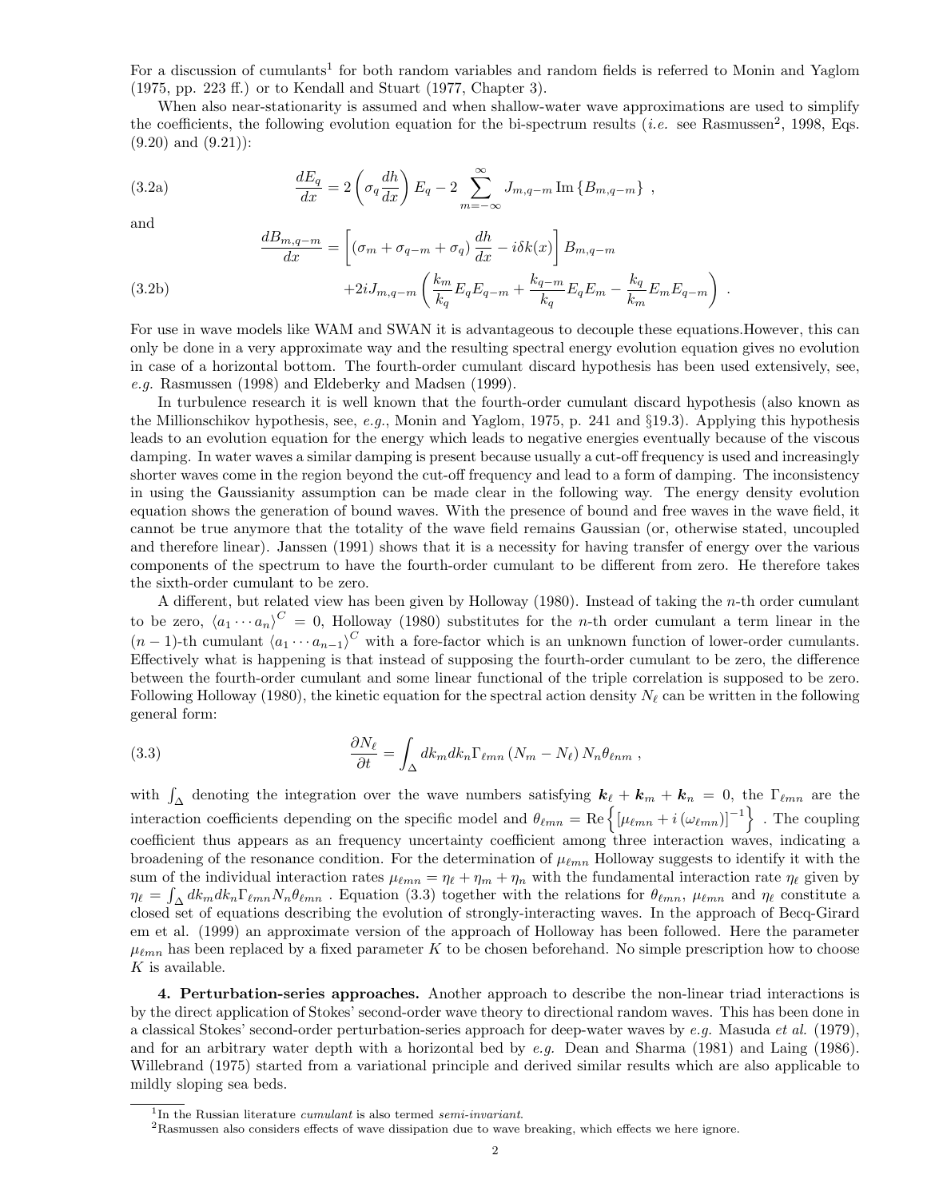For a discussion of cumulants[1] for both random variables and random fields is referred to Monin and Yaglom (1975, pp. 223 ff.) or to Kendall and Stuart (1977, Chapter 3).

When also near-stationarity is assumed and when shallow-water wave approximations are used to simplify the coefficients, the following evolution equation for the bi-spectrum results (*i.e.* see Rasmussen[2], 1998, Eqs. (9.20) and (9.21)):

$$\frac{dE_q}{dx} = 2\left(\sigma_q \frac{dh}{dx}\right) E_q - 2 \sum_{m=-\infty}^{\infty} J_{m,q-m} \operatorname{Im}\left\{B_{m,q-m}\right\} \ , \tag{3.2a}$$

and

$$\begin{aligned} \frac{dB_{m,q-m}}{dx} = & \left[\left(\sigma_m + \sigma_{q-m} + \sigma_q\right) \frac{dh}{dx} - i\delta k(x)\right] B_{m,q-m} \\ & + 2iJ_{m,q-m}\left(\frac{k_m}{k_q} E_q E_{q-m} + \frac{k_{q-m}}{k_q} E_q E_m - \frac{k_q}{k_m} E_m E_{q-m}\right) \ . \end{aligned} \tag{3.2b}$$

For use in wave models like WAM and SWAN it is advantageous to decouple these equations.However, this can only be done in a very approximate way and the resulting spectral energy evolution equation gives no evolution in case of a horizontal bottom. The fourth-order cumulant discard hypothesis has been used extensively, see, *e.g.* Rasmussen (1998) and Eldeberky and Madsen (1999).

In turbulence research it is well known that the fourth-order cumulant discard hypothesis (also known as the Millionschikov hypothesis, see, *e.g.*, Monin and Yaglom, 1975, p. 241 and §19.3). Applying this hypothesis leads to an evolution equation for the energy which leads to negative energies eventually because of the viscous damping. In water waves a similar damping is present because usually a cut-off frequency is used and increasingly shorter waves come in the region beyond the cut-off frequency and lead to a form of damping. The inconsistency in using the Gaussianity assumption can be made clear in the following way. The energy density evolution equation shows the generation of bound waves. With the presence of bound and free waves in the wave field, it cannot be true anymore that the totality of the wave field remains Gaussian (or, otherwise stated, uncoupled and therefore linear). Janssen (1991) shows that it is a necessity for having transfer of energy over the various components of the spectrum to have the fourth-order cumulant to be different from zero. He therefore takes the sixth-order cumulant to be zero.

A different, but related view has been given by Holloway (1980). Instead of taking the $n$-th order cumulant to be zero, $\langle a_1 \cdots a_n \rangle^C = 0$, Holloway (1980) substitutes for the $n$-th order cumulant a term linear in the $(n-1)$-th cumulant $\langle a_1 \cdots a_{n-1} \rangle^C$ with a fore-factor which is an unknown function of lower-order cumulants. Effectively what is happening is that instead of supposing the fourth-order cumulant to be zero, the difference between the fourth-order cumulant and some linear functional of the triple correlation is supposed to be zero. Following Holloway (1980), the kinetic equation for the spectral action density $N_\ell$ can be written in the following general form:

$$\frac{\partial N_\ell}{\partial t} = \int_\Delta dk_m dk_n \Gamma_{\ell mn} \left(N_m - N_\ell\right) N_n \theta_{\ell nm} \ , \tag{3.3}$$

with $\int_\Delta$ denoting the integration over the wave numbers satisfying $\boldsymbol{k}_\ell + \boldsymbol{k}_m + \boldsymbol{k}_n = 0$, the $\Gamma_{\ell mn}$ are the interaction coefficients depending on the specific model and $\theta_{\ell mn} = \operatorname{Re}\left\{\left[\mu_{\ell mn} + i\left(\omega_{\ell mn}\right)\right]^{-1}\right\}$ . The coupling coefficient thus appears as an frequency uncertainty coefficient among three interaction waves, indicating a broadening of the resonance condition. For the determination of $\mu_{\ell mn}$ Holloway suggests to identify it with the sum of the individual interaction rates $\mu_{\ell mn} = \eta_\ell + \eta_m + \eta_n$ with the fundamental interaction rate $\eta_\ell$ given by $\eta_\ell = \int_\Delta dk_m dk_n \Gamma_{\ell mn} N_n \theta_{\ell mn}$ . Equation (3.3) together with the relations for $\theta_{\ell mn}$, $\mu_{\ell mn}$ and $\eta_\ell$ constitute a closed set of equations describing the evolution of strongly-interacting waves. In the approach of Becq-Girard em et al. (1999) an approximate version of the approach of Holloway has been followed. Here the parameter $\mu_{\ell mn}$ has been replaced by a fixed parameter $K$ to be chosen beforehand. No simple prescription how to choose $K$ is available.

**4. Perturbation-series approaches.** Another approach to describe the non-linear triad interactions is by the direct application of Stokes' second-order wave theory to directional random waves. This has been done in a classical Stokes' second-order perturbation-series approach for deep-water waves by *e.g.* Masuda *et al.* (1979), and for an arbitrary water depth with a horizontal bed by *e.g.* Dean and Sharma (1981) and Laing (1986). Willebrand (1975) started from a variational principle and derived similar results which are also applicable to mildly sloping sea beds.

[1] In the Russian literature *cumulant* is also termed *semi-invariant*.

[2] Rasmussen also considers effects of wave dissipation due to wave breaking, which effects we here ignore.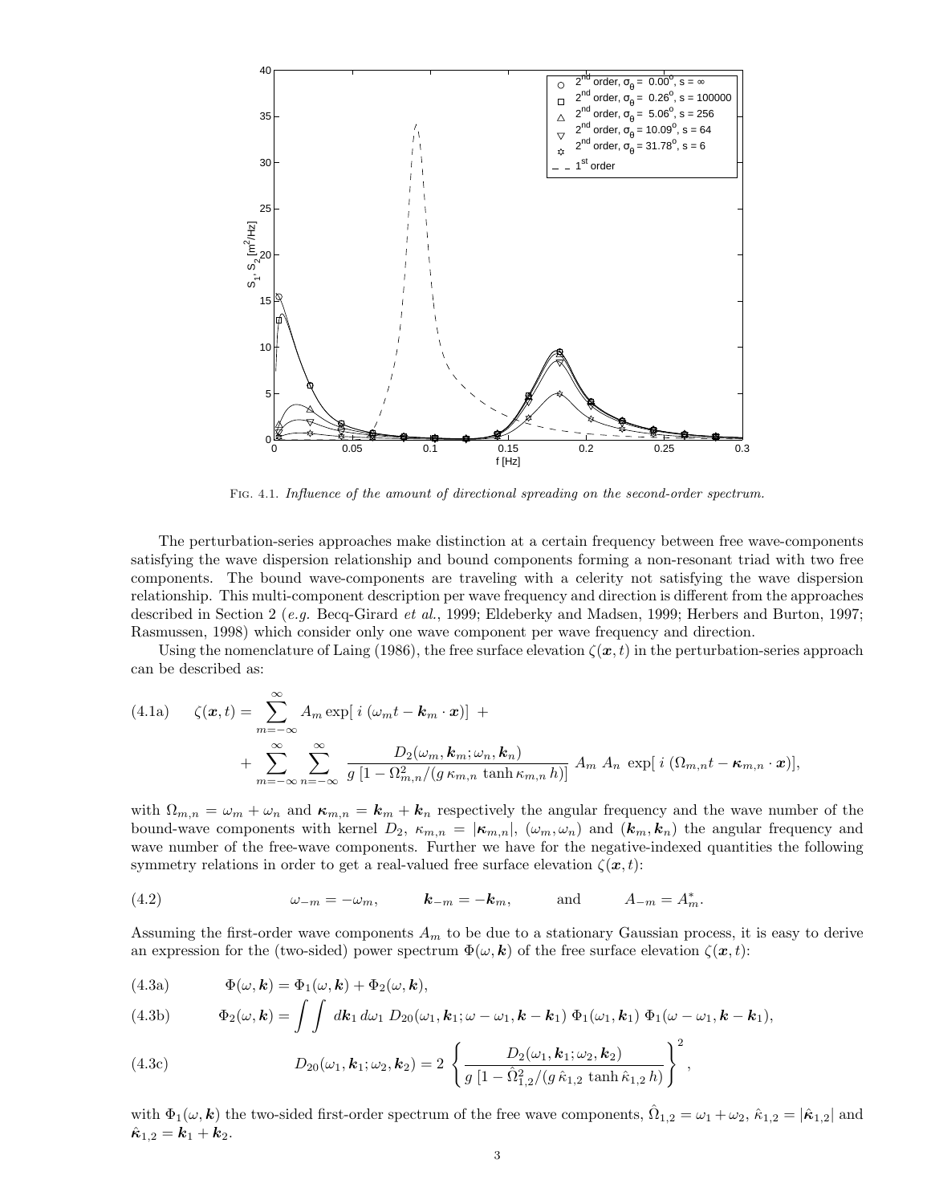Fig. 4.1. *Influence of the amount of directional spreading on the second-order spectrum.*

The perturbation-series approaches make distinction at a certain frequency between free wave-components satisfying the wave dispersion relationship and bound components forming a non-resonant triad with two free components. The bound wave-components are traveling with a celerity not satisfying the wave dispersion relationship. This multi-component description per wave frequency and direction is different from the approaches described in Section 2 (*e.g.* Becq-Girard *et al.*, 1999; Eldeberky and Madsen, 1999; Herbers and Burton, 1997; Rasmussen, 1998) which consider only one wave component per wave frequency and direction.

Using the nomenclature of Laing (1986), the free surface elevation $\zeta(\boldsymbol{x}, t)$ in the perturbation-series approach can be described as:

$$\begin{aligned}
\text{(4.1a)} \qquad \zeta(\boldsymbol{x}, t) = & \sum_{m=-\infty}^{\infty} A_m \exp[\, i\,(\omega_m t - \boldsymbol{k}_m \cdot \boldsymbol{x})] \; + \\
& + \sum_{m=-\infty}^{\infty} \sum_{n=-\infty}^{\infty} \frac{D_2(\omega_m, \boldsymbol{k}_m; \omega_n, \boldsymbol{k}_n)}{g\,[1 - \Omega_{m,n}^2/(g\,\kappa_{m,n}\,\tanh \kappa_{m,n}\,h)]}\; A_m\, A_n\, \exp[\, i\,(\Omega_{m,n} t - \boldsymbol{\kappa}_{m,n} \cdot \boldsymbol{x})],
\end{aligned}$$

with $\Omega_{m,n} = \omega_m + \omega_n$ and $\boldsymbol{\kappa}_{m,n} = \boldsymbol{k}_m + \boldsymbol{k}_n$ respectively the angular frequency and the wave number of the bound-wave components with kernel $D_2$, $\kappa_{m,n} = |\boldsymbol{\kappa}_{m,n}|$, $(\omega_m, \omega_n)$ and $(\boldsymbol{k}_m, \boldsymbol{k}_n)$ the angular frequency and wave number of the free-wave components. Further we have for the negative-indexed quantities the following symmetry relations in order to get a real-valued free surface elevation $\zeta(\boldsymbol{x}, t)$:

$$\text{(4.2)} \qquad \omega_{-m} = -\omega_m, \qquad \boldsymbol{k}_{-m} = -\boldsymbol{k}_m, \qquad \text{and} \qquad A_{-m} = A_m^*.$$

Assuming the first-order wave components $A_m$ to be due to a stationary Gaussian process, it is easy to derive an expression for the (two-sided) power spectrum $\Phi(\omega, \boldsymbol{k})$ of the free surface elevation $\zeta(\boldsymbol{x}, t)$:

$$\text{(4.3a)} \qquad \Phi(\omega, \boldsymbol{k}) = \Phi_1(\omega, \boldsymbol{k}) + \Phi_2(\omega, \boldsymbol{k}),$$

$$\text{(4.3b)} \qquad \Phi_2(\omega, \boldsymbol{k}) = \int\!\!\int d\boldsymbol{k}_1\, d\omega_1\; D_{20}(\omega_1, \boldsymbol{k}_1; \omega - \omega_1, \boldsymbol{k} - \boldsymbol{k}_1)\; \Phi_1(\omega_1, \boldsymbol{k}_1)\; \Phi_1(\omega - \omega_1, \boldsymbol{k} - \boldsymbol{k}_1),$$

$$\text{(4.3c)} \qquad D_{20}(\omega_1, \boldsymbol{k}_1; \omega_2, \boldsymbol{k}_2) = 2\, \left\{ \frac{D_2(\omega_1, \boldsymbol{k}_1; \omega_2, \boldsymbol{k}_2)}{g\,[1 - \hat{\Omega}_{1,2}^2/(g\,\hat{\kappa}_{1,2}\,\tanh \hat{\kappa}_{1,2}\,h)]} \right\}^2,$$

with $\Phi_1(\omega, \boldsymbol{k})$ the two-sided first-order spectrum of the free wave components, $\hat{\Omega}_{1,2} = \omega_1 + \omega_2$, $\hat{\kappa}_{1,2} = |\hat{\boldsymbol{\kappa}}_{1,2}|$ and $\hat{\boldsymbol{\kappa}}_{1,2} = \boldsymbol{k}_1 + \boldsymbol{k}_2$.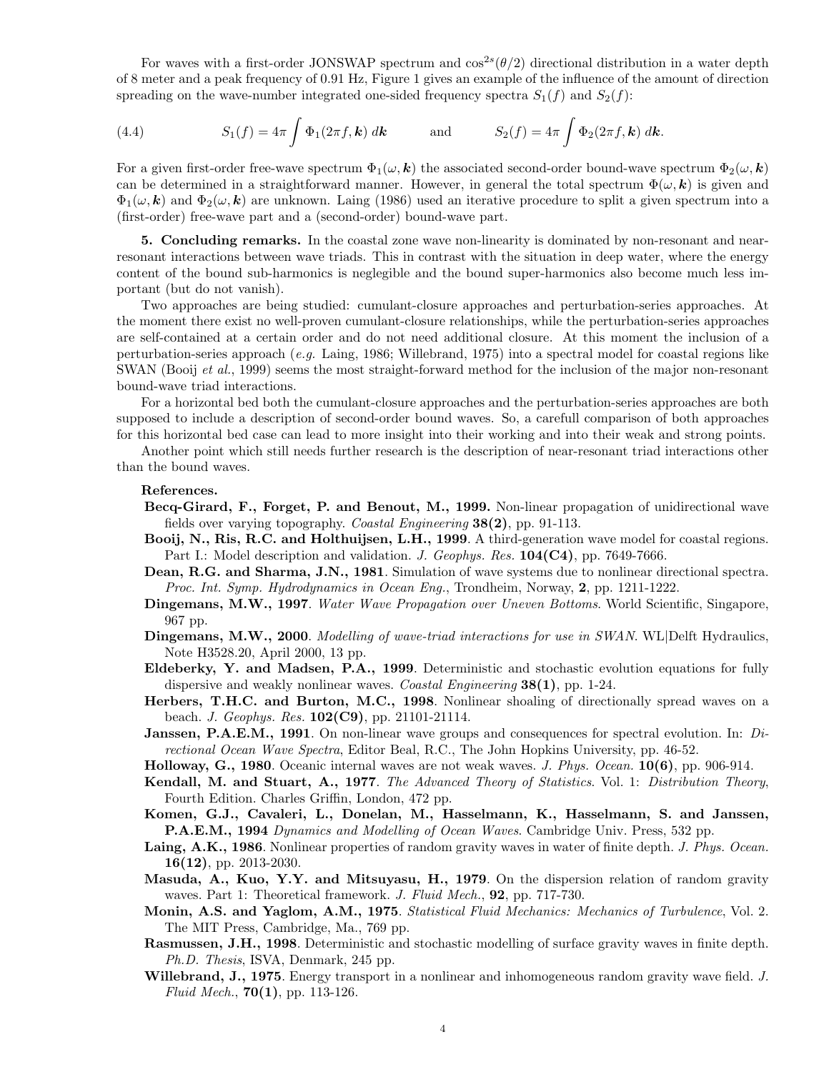For waves with a first-order JONSWAP spectrum and $\cos^{2s}(\theta/2)$ directional distribution in a water depth of 8 meter and a peak frequency of 0.91 Hz, Figure 1 gives an example of the influence of the amount of direction spreading on the wave-number integrated one-sided frequency spectra $S_1(f)$ and $S_2(f)$:

$$(4.4) \qquad S_1(f) = 4\pi \int \Phi_1(2\pi f, \boldsymbol{k})\, d\boldsymbol{k} \qquad \text{and} \qquad S_2(f) = 4\pi \int \Phi_2(2\pi f, \boldsymbol{k})\, d\boldsymbol{k}.$$

For a given first-order free-wave spectrum $\Phi_1(\omega, \boldsymbol{k})$ the associated second-order bound-wave spectrum $\Phi_2(\omega, \boldsymbol{k})$ can be determined in a straightforward manner. However, in general the total spectrum $\Phi(\omega, \boldsymbol{k})$ is given and $\Phi_1(\omega, \boldsymbol{k})$ and $\Phi_2(\omega, \boldsymbol{k})$ are unknown. Laing (1986) used an iterative procedure to split a given spectrum into a (first-order) free-wave part and a (second-order) bound-wave part.

**5. Concluding remarks.** In the coastal zone wave non-linearity is dominated by non-resonant and near-resonant interactions between wave triads. This in contrast with the situation in deep water, where the energy content of the bound sub-harmonics is neglegible and the bound super-harmonics also become much less important (but do not vanish).

Two approaches are being studied: cumulant-closure approaches and perturbation-series approaches. At the moment there exist no well-proven cumulant-closure relationships, while the perturbation-series approaches are self-contained at a certain order and do not need additional closure. At this moment the inclusion of a perturbation-series approach (*e.g.* Laing, 1986; Willebrand, 1975) into a spectral model for coastal regions like SWAN (Booij *et al.*, 1999) seems the most straight-forward method for the inclusion of the major non-resonant bound-wave triad interactions.

For a horizontal bed both the cumulant-closure approaches and the perturbation-series approaches are both supposed to include a description of second-order bound waves. So, a carefull comparison of both approaches for this horizontal bed case can lead to more insight into their working and into their weak and strong points.

Another point which still needs further research is the description of near-resonant triad interactions other than the bound waves.

**References.**

- **Becq-Girard, F., Forget, P. and Benout, M., 1999.** Non-linear propagation of unidirectional wave fields over varying topography. *Coastal Engineering* **38(2)**, pp. 91-113.
- **Booij, N., Ris, R.C. and Holthuijsen, L.H., 1999**. A third-generation wave model for coastal regions. Part I.: Model description and validation. *J. Geophys. Res.* **104(C4)**, pp. 7649-7666.
- **Dean, R.G. and Sharma, J.N., 1981**. Simulation of wave systems due to nonlinear directional spectra. *Proc. Int. Symp. Hydrodynamics in Ocean Eng.*, Trondheim, Norway, **2**, pp. 1211-1222.
- **Dingemans, M.W., 1997**. *Water Wave Propagation over Uneven Bottoms*. World Scientific, Singapore, 967 pp.
- **Dingemans, M.W., 2000**. *Modelling of wave-triad interactions for use in SWAN*. WL|Delft Hydraulics, Note H3528.20, April 2000, 13 pp.
- **Eldeberky, Y. and Madsen, P.A., 1999**. Deterministic and stochastic evolution equations for fully dispersive and weakly nonlinear waves. *Coastal Engineering* **38(1)**, pp. 1-24.
- **Herbers, T.H.C. and Burton, M.C., 1998**. Nonlinear shoaling of directionally spread waves on a beach. *J. Geophys. Res.* **102(C9)**, pp. 21101-21114.
- **Janssen, P.A.E.M., 1991**. On non-linear wave groups and consequences for spectral evolution. In: *Directional Ocean Wave Spectra*, Editor Beal, R.C., The John Hopkins University, pp. 46-52.
- **Holloway, G., 1980**. Oceanic internal waves are not weak waves. *J. Phys. Ocean.* **10(6)**, pp. 906-914.
- **Kendall, M. and Stuart, A., 1977**. *The Advanced Theory of Statistics*. Vol. 1: *Distribution Theory*, Fourth Edition. Charles Griffin, London, 472 pp.
- **Komen, G.J., Cavaleri, L., Donelan, M., Hasselmann, K., Hasselmann, S. and Janssen, P.A.E.M., 1994** *Dynamics and Modelling of Ocean Waves*. Cambridge Univ. Press, 532 pp.
- **Laing, A.K., 1986**. Nonlinear properties of random gravity waves in water of finite depth. *J. Phys. Ocean.* **16(12)**, pp. 2013-2030.
- **Masuda, A., Kuo, Y.Y. and Mitsuyasu, H., 1979**. On the dispersion relation of random gravity waves. Part 1: Theoretical framework. *J. Fluid Mech.*, **92**, pp. 717-730.
- **Monin, A.S. and Yaglom, A.M., 1975**. *Statistical Fluid Mechanics: Mechanics of Turbulence*, Vol. 2. The MIT Press, Cambridge, Ma., 769 pp.
- **Rasmussen, J.H., 1998**. Deterministic and stochastic modelling of surface gravity waves in finite depth. *Ph.D. Thesis*, ISVA, Denmark, 245 pp.
- **Willebrand, J., 1975**. Energy transport in a nonlinear and inhomogeneous random gravity wave field. *J. Fluid Mech.*, **70(1)**, pp. 113-126.